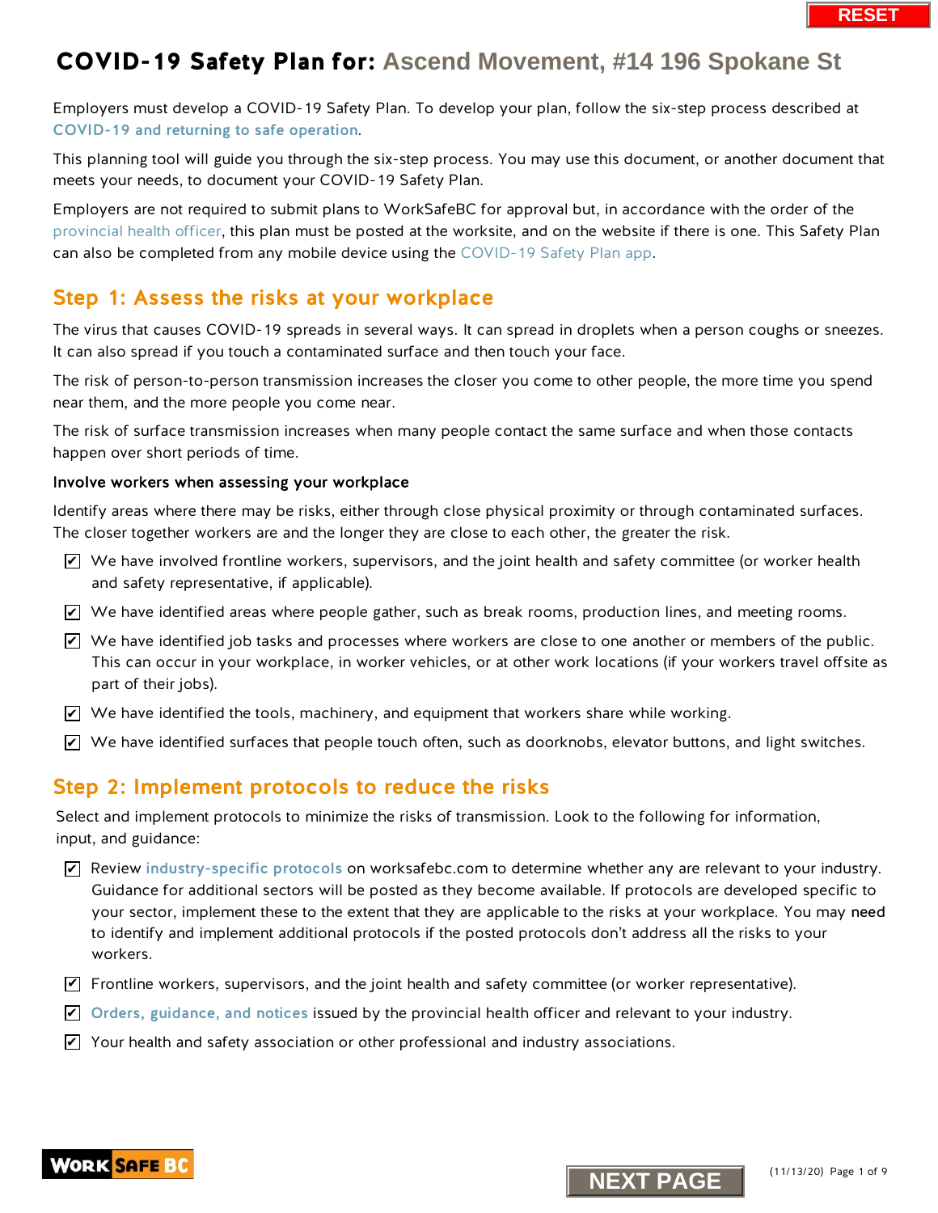# COVID-19 Safety Plan for: Ascend Movement, #14 196 Spokane St

Employers must develop a COVID-19 Safety Plan. To develop your plan, follow the six-step process described at COVID-19 and returning to safe operation.

This planning tool will guide you through the six-step process. You may use this document, or another document that meets your needs, to document your COVID-19 Safety Plan.

Employers are not required to submit plans to WorkSafeBC for approval but, in accordance with the order of the provincial health officer, this plan must be posted at the worksite, and on the website if there is one. This Safety Plan can also be completed from any mobile device using the COVID-19 Safety Plan app.

## Step 1: Assess the risks at your workplace

The virus that causes COVID-19 spreads in several ways. It can spread in droplets when a person coughs or sneezes. It can also spread if you touch a contaminated surface and then touch your face.

The risk of person-to-person transmission increases the closer you come to other people, the more time you spend near them, and the more people you come near.

The risk of surface transmission increases when many people contact the same surface and when those contacts happen over short periods of time.

**Involve workers when assessing your workplace**

Identify areas where there may be risks, either through close physical proximity or through contaminated surfaces. The closer together workers are and the longer they are close to each other, the greater the risk.

- [x] We have involved frontline workers, supervisors, and the joint health and safety committee (or worker health and safety representative, if applicable).
- [x] We have identified areas where people gather, such as break rooms, production lines, and meeting rooms.
- [x] We have identified job tasks and processes where workers are close to one another or members of the public. This can occur in your workplace, in worker vehicles, or at other work locations (if your workers travel offsite as part of their jobs).
- [x] We have identified the tools, machinery, and equipment that workers share while working.
- [x] We have identified surfaces that people touch often, such as doorknobs, elevator buttons, and light switches.

## Step 2: Implement protocols to reduce the risks

Select and implement protocols to minimize the risks of transmission. Look to the following for information, input, and guidance:

- [x] Review industry-specific protocols on worksafebc.com to determine whether any are relevant to your industry. Guidance for additional sectors will be posted as they become available. If protocols are developed specific to your sector, implement these to the extent that they are applicable to the risks at your workplace. You may need to identify and implement additional protocols if the posted protocols don't address all the risks to your workers.
- [x] Frontline workers, supervisors, and the joint health and safety committee (or worker representative).
- [x] Orders, guidance, and notices issued by the provincial health officer and relevant to your industry.
- [x] Your health and safety association or other professional and industry associations.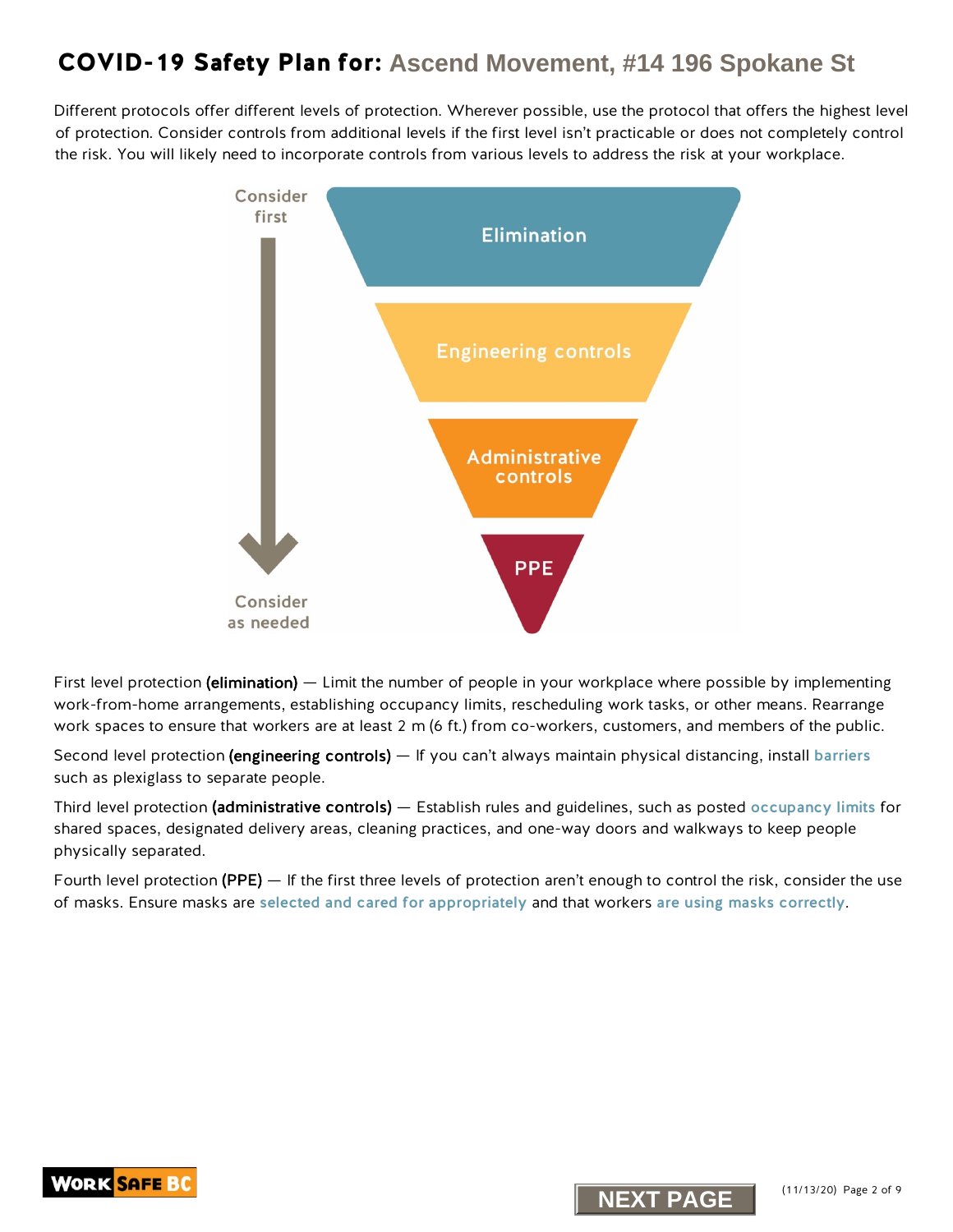# COVID-19 Safety Plan for: Ascend Movement, #14 196 Spokane St

Different protocols offer different levels of protection. Wherever possible, use the protocol that offers the highest level of protection. Consider controls from additional levels if the first level isn't practicable or does not completely control the risk. You will likely need to incorporate controls from various levels to address the risk at your workplace.

Consider first

- Elimination
- Engineering controls
- Administrative controls
- PPE

Consider as needed

First level protection **(elimination)** — Limit the number of people in your workplace where possible by implementing work-from-home arrangements, establishing occupancy limits, rescheduling work tasks, or other means. Rearrange work spaces to ensure that workers are at least 2 m (6 ft.) from co-workers, customers, and members of the public.

Second level protection **(engineering controls)** — If you can't always maintain physical distancing, install barriers such as plexiglass to separate people.

Third level protection **(administrative controls)** — Establish rules and guidelines, such as posted occupancy limits for shared spaces, designated delivery areas, cleaning practices, and one-way doors and walkways to keep people physically separated.

Fourth level protection **(PPE)** — If the first three levels of protection aren't enough to control the risk, consider the use of masks. Ensure masks are selected and cared for appropriately and that workers are using masks correctly.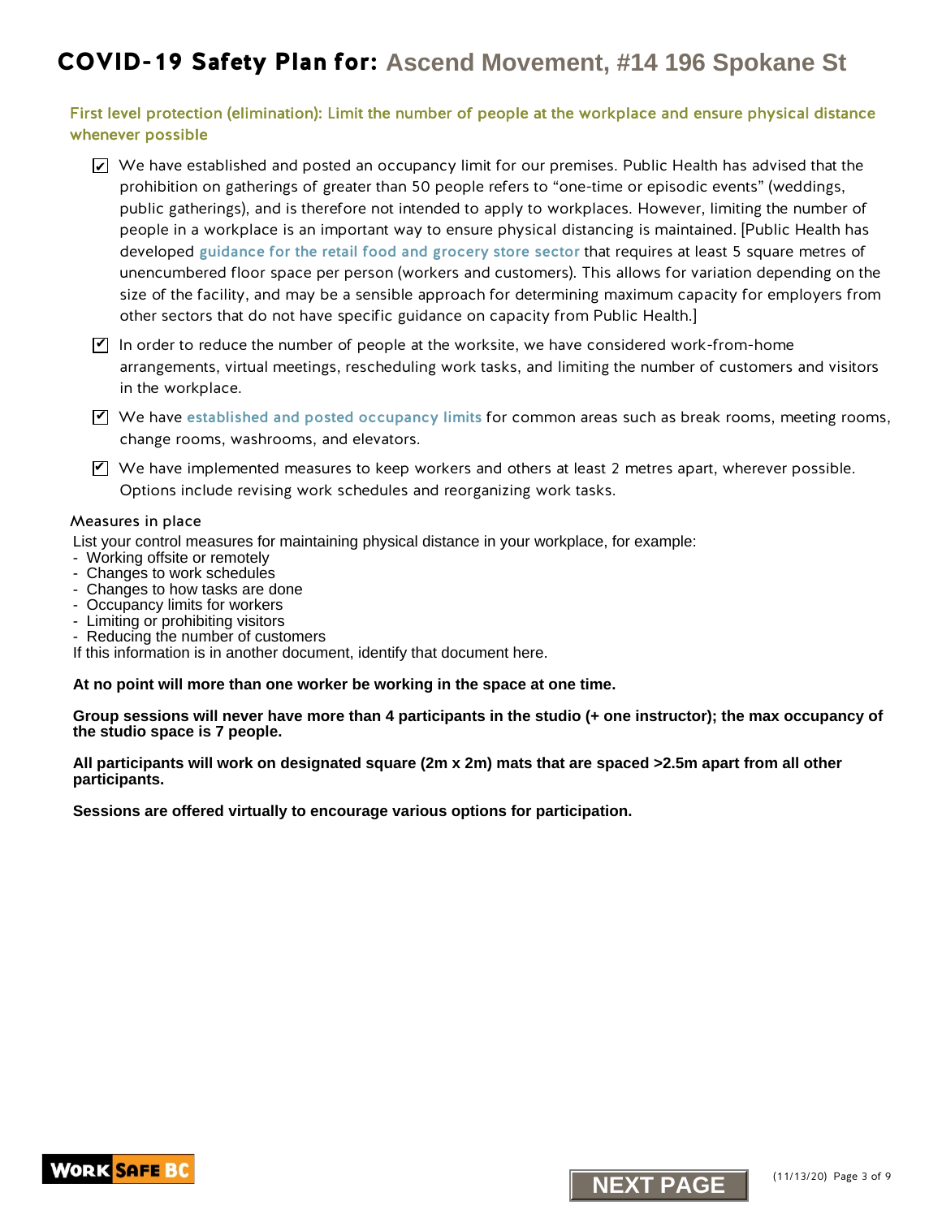# COVID-19 Safety Plan for: Ascend Movement, #14 196 Spokane St

## First level protection (elimination): Limit the number of people at the workplace and ensure physical distance whenever possible

- [x] We have established and posted an occupancy limit for our premises. Public Health has advised that the prohibition on gatherings of greater than 50 people refers to "one-time or episodic events" (weddings, public gatherings), and is therefore not intended to apply to workplaces. However, limiting the number of people in a workplace is an important way to ensure physical distancing is maintained. [Public Health has developed guidance for the retail food and grocery store sector that requires at least 5 square metres of unencumbered floor space per person (workers and customers). This allows for variation depending on the size of the facility, and may be a sensible approach for determining maximum capacity for employers from other sectors that do not have specific guidance on capacity from Public Health.]
- [x] In order to reduce the number of people at the worksite, we have considered work-from-home arrangements, virtual meetings, rescheduling work tasks, and limiting the number of customers and visitors in the workplace.
- [x] We have established and posted occupancy limits for common areas such as break rooms, meeting rooms, change rooms, washrooms, and elevators.
- [x] We have implemented measures to keep workers and others at least 2 metres apart, wherever possible. Options include revising work schedules and reorganizing work tasks.

### Measures in place

List your control measures for maintaining physical distance in your workplace, for example:
- Working offsite or remotely
- Changes to work schedules
- Changes to how tasks are done
- Occupancy limits for workers
- Limiting or prohibiting visitors
- Reducing the number of customers

If this information is in another document, identify that document here.

**At no point will more than one worker be working in the space at one time.**

**Group sessions will never have more than 4 participants in the studio (+ one instructor); the max occupancy of the studio space is 7 people.**

**All participants will work on designated square (2m x 2m) mats that are spaced >2.5m apart from all other participants.**

**Sessions are offered virtually to encourage various options for participation.**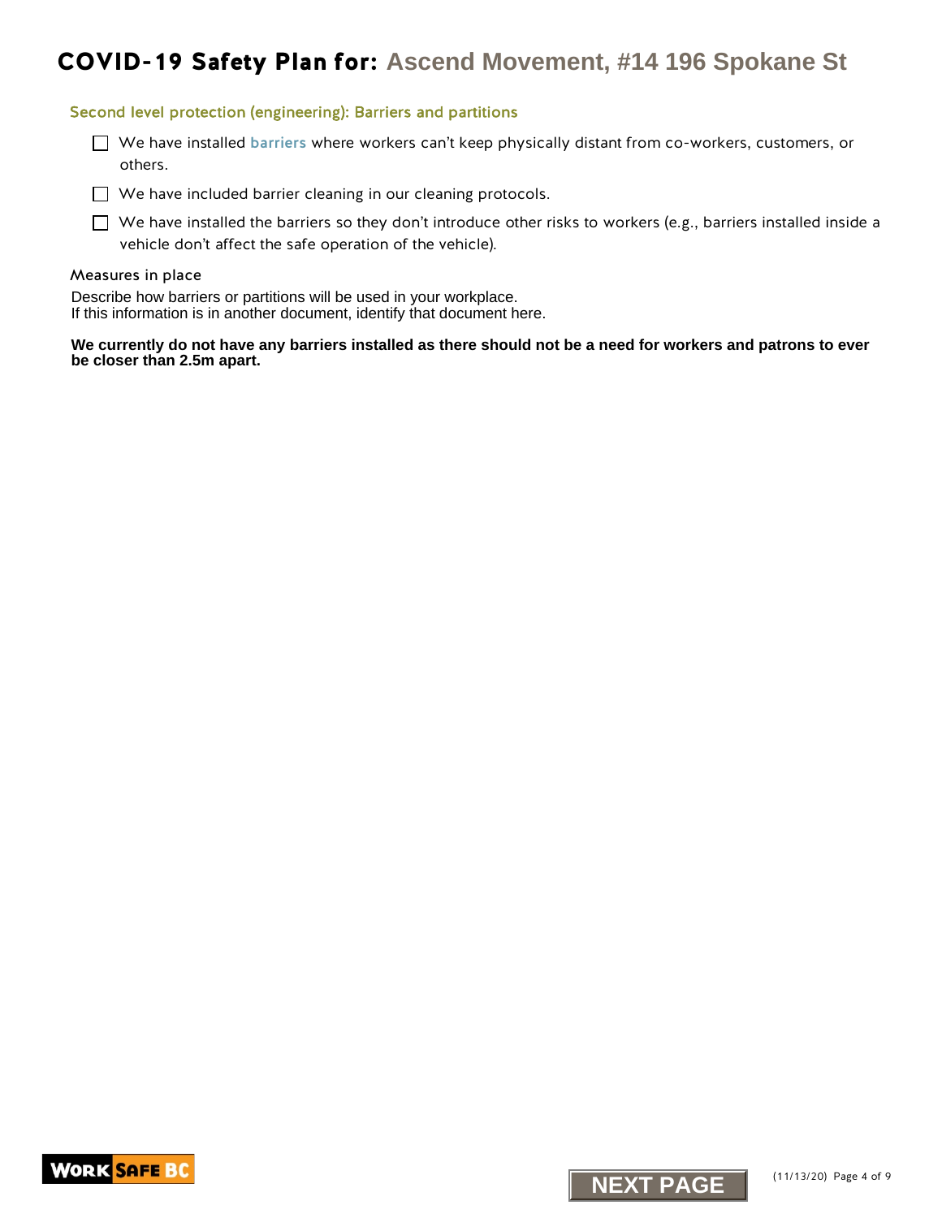# COVID-19 Safety Plan for: Ascend Movement, #14 196 Spokane St

## Second level protection (engineering): Barriers and partitions

- ☐ We have installed barriers where workers can't keep physically distant from co-workers, customers, or others.
- ☐ We have included barrier cleaning in our cleaning protocols.
- ☐ We have installed the barriers so they don't introduce other risks to workers (e.g., barriers installed inside a vehicle don't affect the safe operation of the vehicle).

### Measures in place

Describe how barriers or partitions will be used in your workplace.
If this information is in another document, identify that document here.

**We currently do not have any barriers installed as there should not be a need for workers and patrons to ever be closer than 2.5m apart.**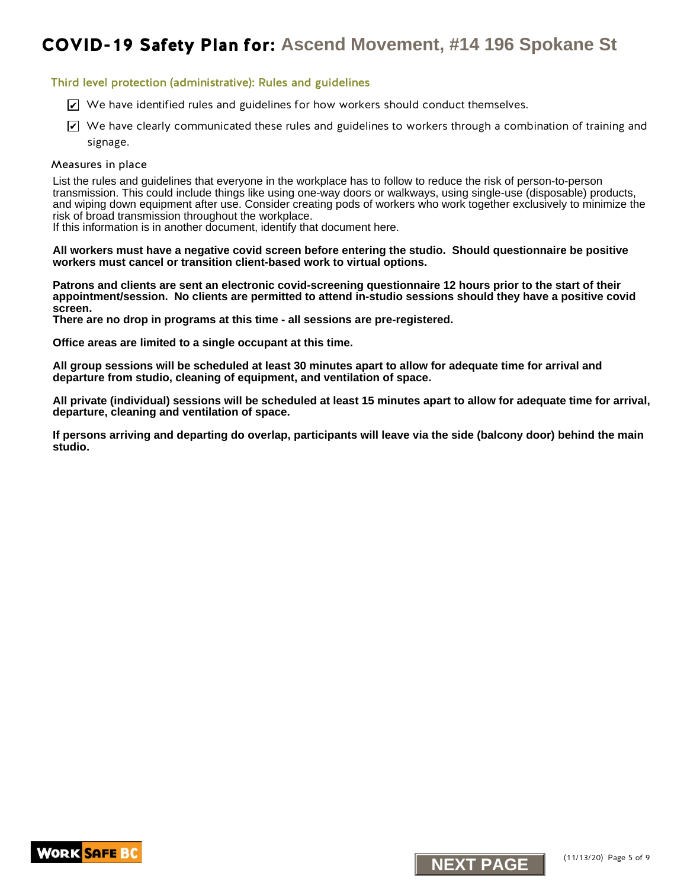# COVID-19 Safety Plan for: Ascend Movement, #14 196 Spokane St

### Third level protection (administrative): Rules and guidelines

- [x] We have identified rules and guidelines for how workers should conduct themselves.
- [x] We have clearly communicated these rules and guidelines to workers through a combination of training and signage.

#### Measures in place

List the rules and guidelines that everyone in the workplace has to follow to reduce the risk of person-to-person transmission. This could include things like using one-way doors or walkways, using single-use (disposable) products, and wiping down equipment after use. Consider creating pods of workers who work together exclusively to minimize the risk of broad transmission throughout the workplace.
If this information is in another document, identify that document here.

**All workers must have a negative covid screen before entering the studio. Should questionnaire be positive workers must cancel or transition client-based work to virtual options.**

**Patrons and clients are sent an electronic covid-screening questionnaire 12 hours prior to the start of their appointment/session. No clients are permitted to attend in-studio sessions should they have a positive covid screen.**
**There are no drop in programs at this time - all sessions are pre-registered.**

**Office areas are limited to a single occupant at this time.**

**All group sessions will be scheduled at least 30 minutes apart to allow for adequate time for arrival and departure from studio, cleaning of equipment, and ventilation of space.**

**All private (individual) sessions will be scheduled at least 15 minutes apart to allow for adequate time for arrival, departure, cleaning and ventilation of space.**

**If persons arriving and departing do overlap, participants will leave via the side (balcony door) behind the main studio.**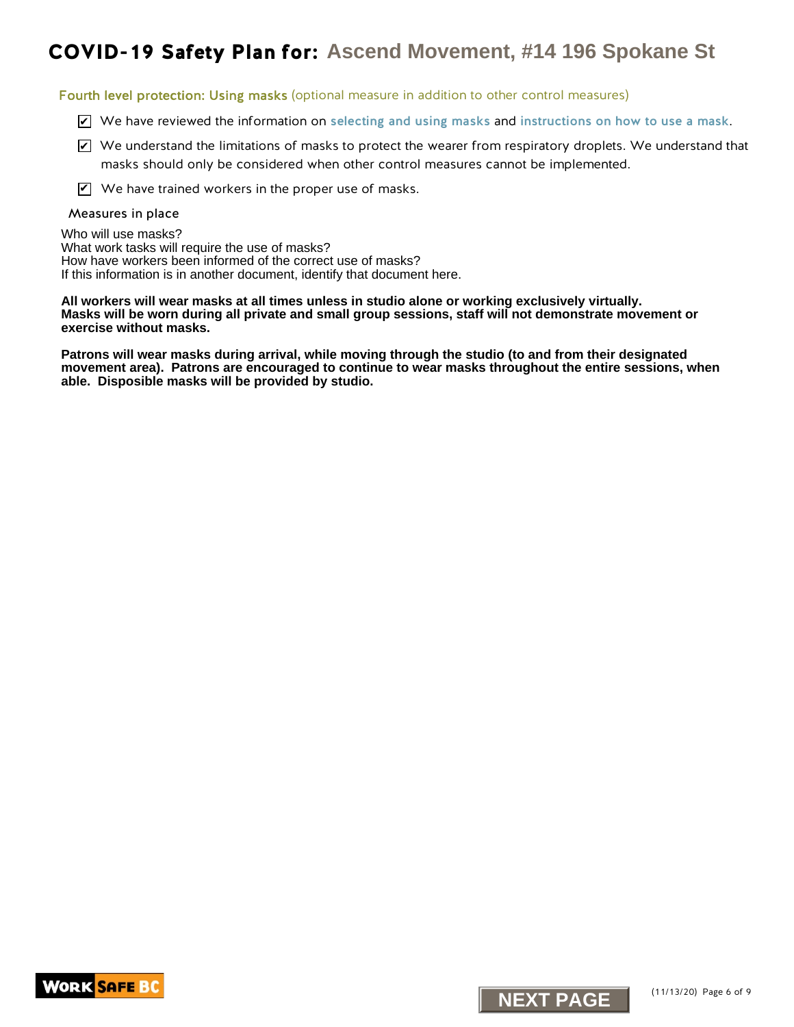# COVID-19 Safety Plan for: Ascend Movement, #14 196 Spokane St

## Fourth level protection: Using masks (optional measure in addition to other control measures)

- ☑ We have reviewed the information on selecting and using masks and instructions on how to use a mask.
- ☑ We understand the limitations of masks to protect the wearer from respiratory droplets. We understand that masks should only be considered when other control measures cannot be implemented.
- ☑ We have trained workers in the proper use of masks.

### Measures in place

Who will use masks?
What work tasks will require the use of masks?
How have workers been informed of the correct use of masks?
If this information is in another document, identify that document here.

**All workers will wear masks at all times unless in studio alone or working exclusively virtually.
Masks will be worn during all private and small group sessions, staff will not demonstrate movement or exercise without masks.**

**Patrons will wear masks during arrival, while moving through the studio (to and from their designated movement area). Patrons are encouraged to continue to wear masks throughout the entire sessions, when able. Disposible masks will be provided by studio.**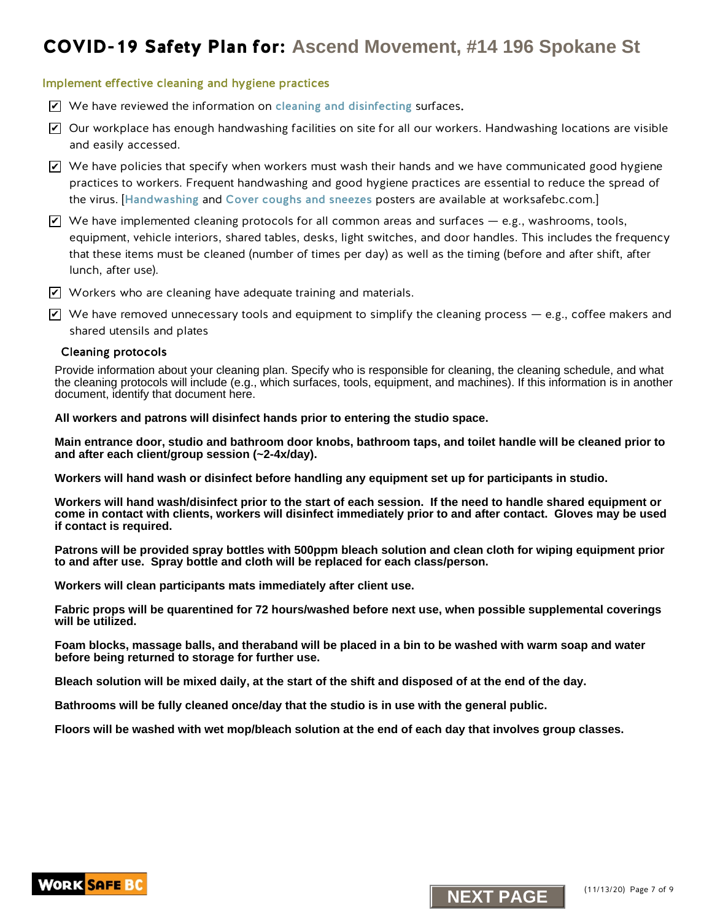# COVID-19 Safety Plan for: Ascend Movement, #14 196 Spokane St

## Implement effective cleaning and hygiene practices

- [x] We have reviewed the information on cleaning and disinfecting surfaces.
- [x] Our workplace has enough handwashing facilities on site for all our workers. Handwashing locations are visible and easily accessed.
- [x] We have policies that specify when workers must wash their hands and we have communicated good hygiene practices to workers. Frequent handwashing and good hygiene practices are essential to reduce the spread of the virus. [Handwashing and Cover coughs and sneezes posters are available at worksafebc.com.]
- [x] We have implemented cleaning protocols for all common areas and surfaces — e.g., washrooms, tools, equipment, vehicle interiors, shared tables, desks, light switches, and door handles. This includes the frequency that these items must be cleaned (number of times per day) as well as the timing (before and after shift, after lunch, after use).
- [x] Workers who are cleaning have adequate training and materials.
- [x] We have removed unnecessary tools and equipment to simplify the cleaning process — e.g., coffee makers and shared utensils and plates

### Cleaning protocols

Provide information about your cleaning plan. Specify who is responsible for cleaning, the cleaning schedule, and what the cleaning protocols will include (e.g., which surfaces, tools, equipment, and machines). If this information is in another document, identify that document here.

**All workers and patrons will disinfect hands prior to entering the studio space.**

**Main entrance door, studio and bathroom door knobs, bathroom taps, and toilet handle will be cleaned prior to and after each client/group session (~2-4x/day).**

**Workers will hand wash or disinfect before handling any equipment set up for participants in studio.**

**Workers will hand wash/disinfect prior to the start of each session. If the need to handle shared equipment or come in contact with clients, workers will disinfect immediately prior to and after contact. Gloves may be used if contact is required.**

**Patrons will be provided spray bottles with 500ppm bleach solution and clean cloth for wiping equipment prior to and after use. Spray bottle and cloth will be replaced for each class/person.**

**Workers will clean participants mats immediately after client use.**

**Fabric props will be quarentined for 72 hours/washed before next use, when possible supplemental coverings will be utilized.**

**Foam blocks, massage balls, and theraband will be placed in a bin to be washed with warm soap and water before being returned to storage for further use.**

**Bleach solution will be mixed daily, at the start of the shift and disposed of at the end of the day.**

**Bathrooms will be fully cleaned once/day that the studio is in use with the general public.**

**Floors will be washed with wet mop/bleach solution at the end of each day that involves group classes.**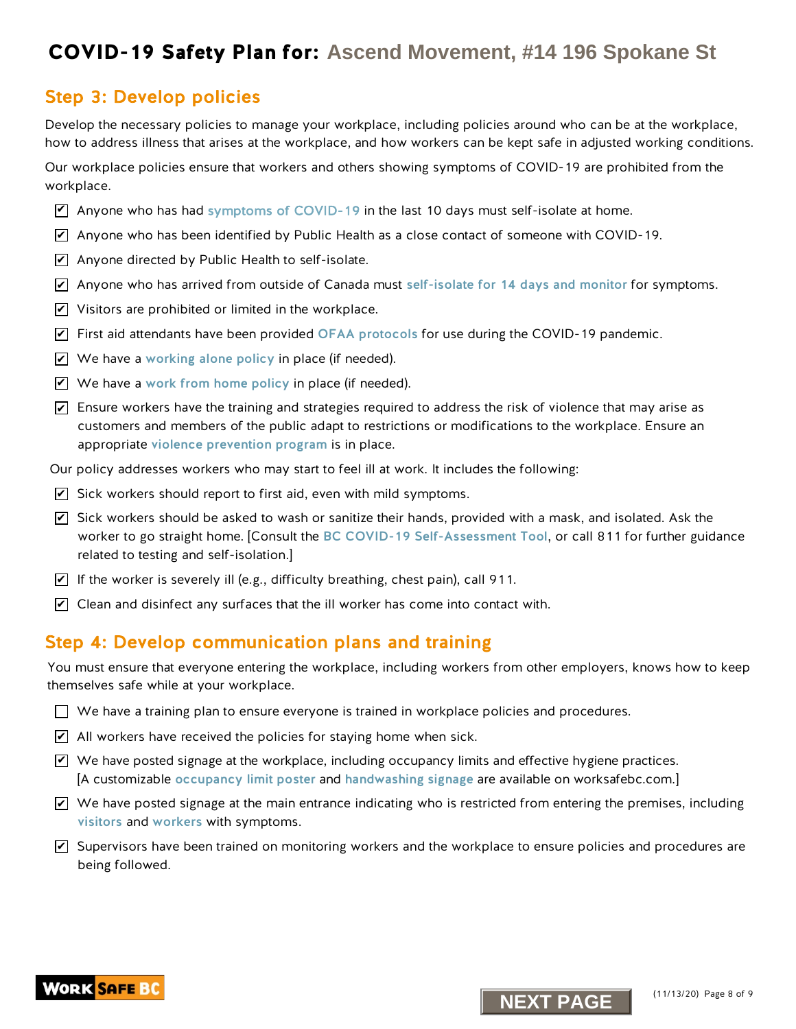# COVID-19 Safety Plan for: Ascend Movement, #14 196 Spokane St

## Step 3: Develop policies

Develop the necessary policies to manage your workplace, including policies around who can be at the workplace, how to address illness that arises at the workplace, and how workers can be kept safe in adjusted working conditions.

Our workplace policies ensure that workers and others showing symptoms of COVID-19 are prohibited from the workplace.

- [x] Anyone who has had symptoms of COVID-19 in the last 10 days must self-isolate at home.
- [x] Anyone who has been identified by Public Health as a close contact of someone with COVID-19.
- [x] Anyone directed by Public Health to self-isolate.
- [x] Anyone who has arrived from outside of Canada must self-isolate for 14 days and monitor for symptoms.
- [x] Visitors are prohibited or limited in the workplace.
- [x] First aid attendants have been provided OFAA protocols for use during the COVID-19 pandemic.
- [x] We have a working alone policy in place (if needed).
- [x] We have a work from home policy in place (if needed).
- [x] Ensure workers have the training and strategies required to address the risk of violence that may arise as customers and members of the public adapt to restrictions or modifications to the workplace. Ensure an appropriate violence prevention program is in place.

Our policy addresses workers who may start to feel ill at work. It includes the following:

- [x] Sick workers should report to first aid, even with mild symptoms.
- [x] Sick workers should be asked to wash or sanitize their hands, provided with a mask, and isolated. Ask the worker to go straight home. [Consult the BC COVID-19 Self-Assessment Tool, or call 811 for further guidance related to testing and self-isolation.]
- [x] If the worker is severely ill (e.g., difficulty breathing, chest pain), call 911.
- [x] Clean and disinfect any surfaces that the ill worker has come into contact with.

## Step 4: Develop communication plans and training

You must ensure that everyone entering the workplace, including workers from other employers, knows how to keep themselves safe while at your workplace.

- [ ] We have a training plan to ensure everyone is trained in workplace policies and procedures.
- [x] All workers have received the policies for staying home when sick.
- [x] We have posted signage at the workplace, including occupancy limits and effective hygiene practices. [A customizable occupancy limit poster and handwashing signage are available on worksafebc.com.]
- [x] We have posted signage at the main entrance indicating who is restricted from entering the premises, including visitors and workers with symptoms.
- [x] Supervisors have been trained on monitoring workers and the workplace to ensure policies and procedures are being followed.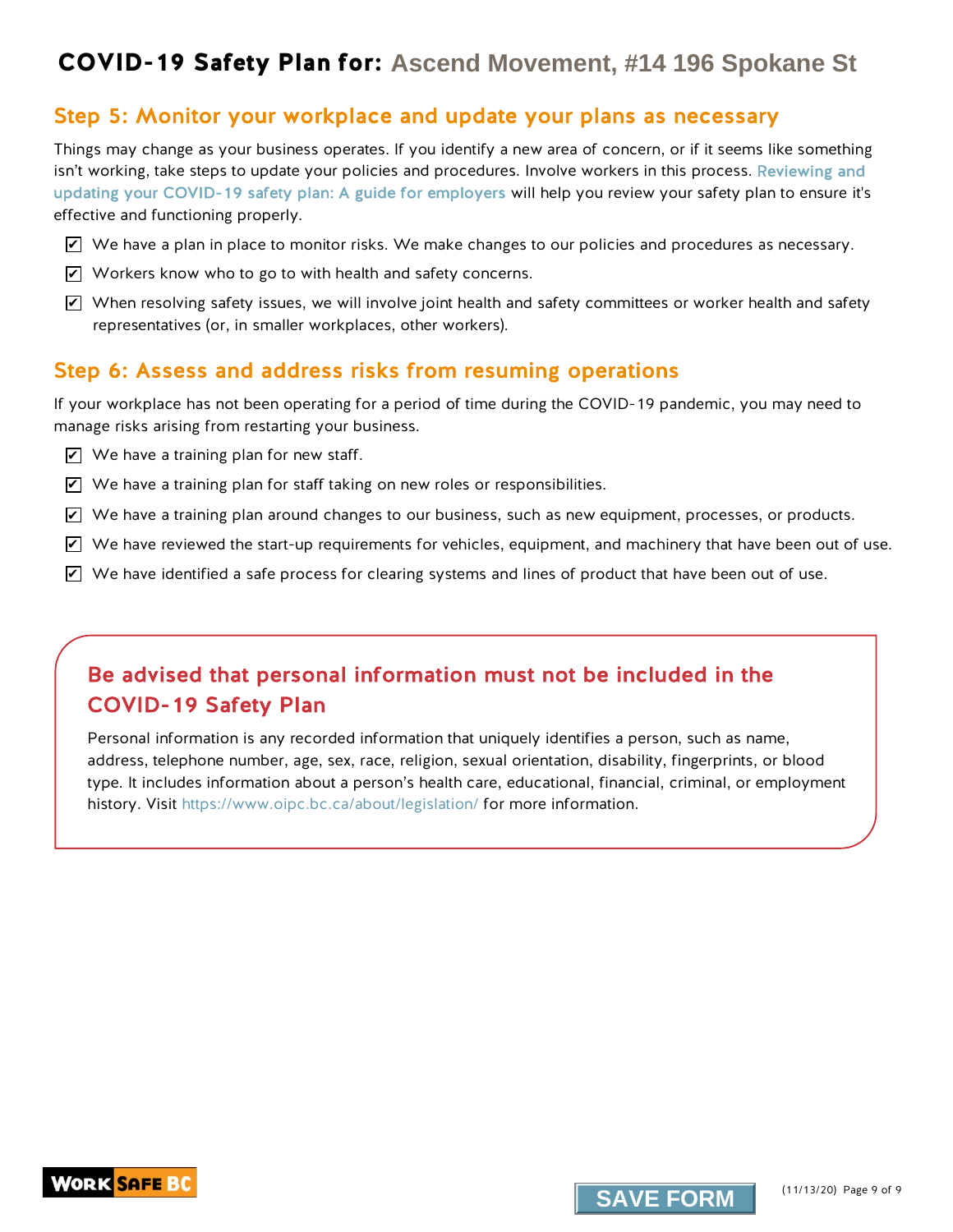# COVID-19 Safety Plan for: Ascend Movement, #14 196 Spokane St

## Step 5: Monitor your workplace and update your plans as necessary

Things may change as your business operates. If you identify a new area of concern, or if it seems like something isn't working, take steps to update your policies and procedures. Involve workers in this process. Reviewing and updating your COVID-19 safety plan: A guide for employers will help you review your safety plan to ensure it's effective and functioning properly.

- [x] We have a plan in place to monitor risks. We make changes to our policies and procedures as necessary.
- [x] Workers know who to go to with health and safety concerns.
- [x] When resolving safety issues, we will involve joint health and safety committees or worker health and safety representatives (or, in smaller workplaces, other workers).

## Step 6: Assess and address risks from resuming operations

If your workplace has not been operating for a period of time during the COVID-19 pandemic, you may need to manage risks arising from restarting your business.

- [x] We have a training plan for new staff.
- [x] We have a training plan for staff taking on new roles or responsibilities.
- [x] We have a training plan around changes to our business, such as new equipment, processes, or products.
- [x] We have reviewed the start-up requirements for vehicles, equipment, and machinery that have been out of use.
- [x] We have identified a safe process for clearing systems and lines of product that have been out of use.

### Be advised that personal information must not be included in the COVID-19 Safety Plan

Personal information is any recorded information that uniquely identifies a person, such as name, address, telephone number, age, sex, race, religion, sexual orientation, disability, fingerprints, or blood type. It includes information about a person's health care, educational, financial, criminal, or employment history. Visit https://www.oipc.bc.ca/about/legislation/ for more information.

SAVE FORM

(11/13/20)